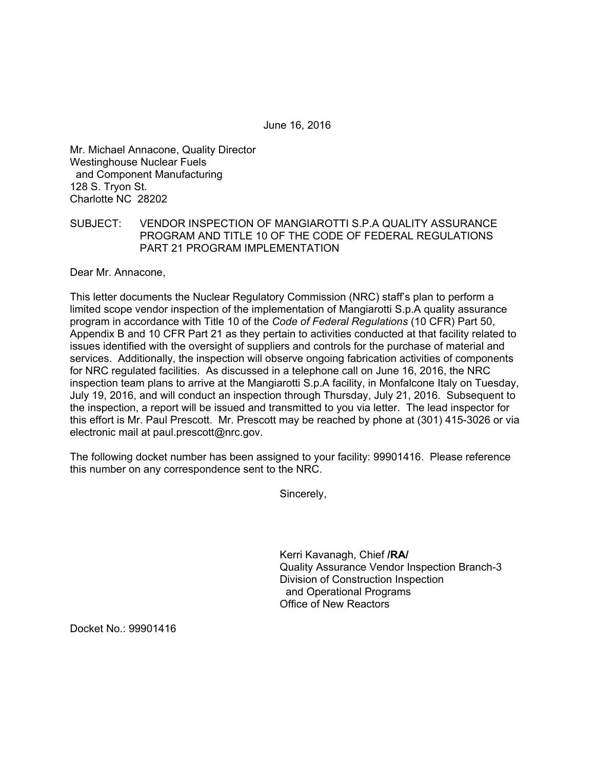June 16, 2016

Mr. Michael Annacone, Quality Director
Westinghouse Nuclear Fuels
and Component Manufacturing
128 S. Tryon St.
Charlotte NC 28202

SUBJECT: VENDOR INSPECTION OF MANGIAROTTI S.P.A QUALITY ASSURANCE PROGRAM AND TITLE 10 OF THE CODE OF FEDERAL REGULATIONS PART 21 PROGRAM IMPLEMENTATION

Dear Mr. Annacone,

This letter documents the Nuclear Regulatory Commission (NRC) staff's plan to perform a limited scope vendor inspection of the implementation of Mangiarotti S.p.A quality assurance program in accordance with Title 10 of the *Code of Federal Regulations* (10 CFR) Part 50, Appendix B and 10 CFR Part 21 as they pertain to activities conducted at that facility related to issues identified with the oversight of suppliers and controls for the purchase of material and services. Additionally, the inspection will observe ongoing fabrication activities of components for NRC regulated facilities. As discussed in a telephone call on June 16, 2016, the NRC inspection team plans to arrive at the Mangiarotti S.p.A facility, in Monfalcone Italy on Tuesday, July 19, 2016, and will conduct an inspection through Thursday, July 21, 2016. Subsequent to the inspection, a report will be issued and transmitted to you via letter. The lead inspector for this effort is Mr. Paul Prescott. Mr. Prescott may be reached by phone at (301) 415-3026 or via electronic mail at paul.prescott@nrc.gov.

The following docket number has been assigned to your facility: 99901416. Please reference this number on any correspondence sent to the NRC.

Sincerely,

Kerri Kavanagh, Chief **/RA/**
Quality Assurance Vendor Inspection Branch-3
Division of Construction Inspection
and Operational Programs
Office of New Reactors

Docket No.: 99901416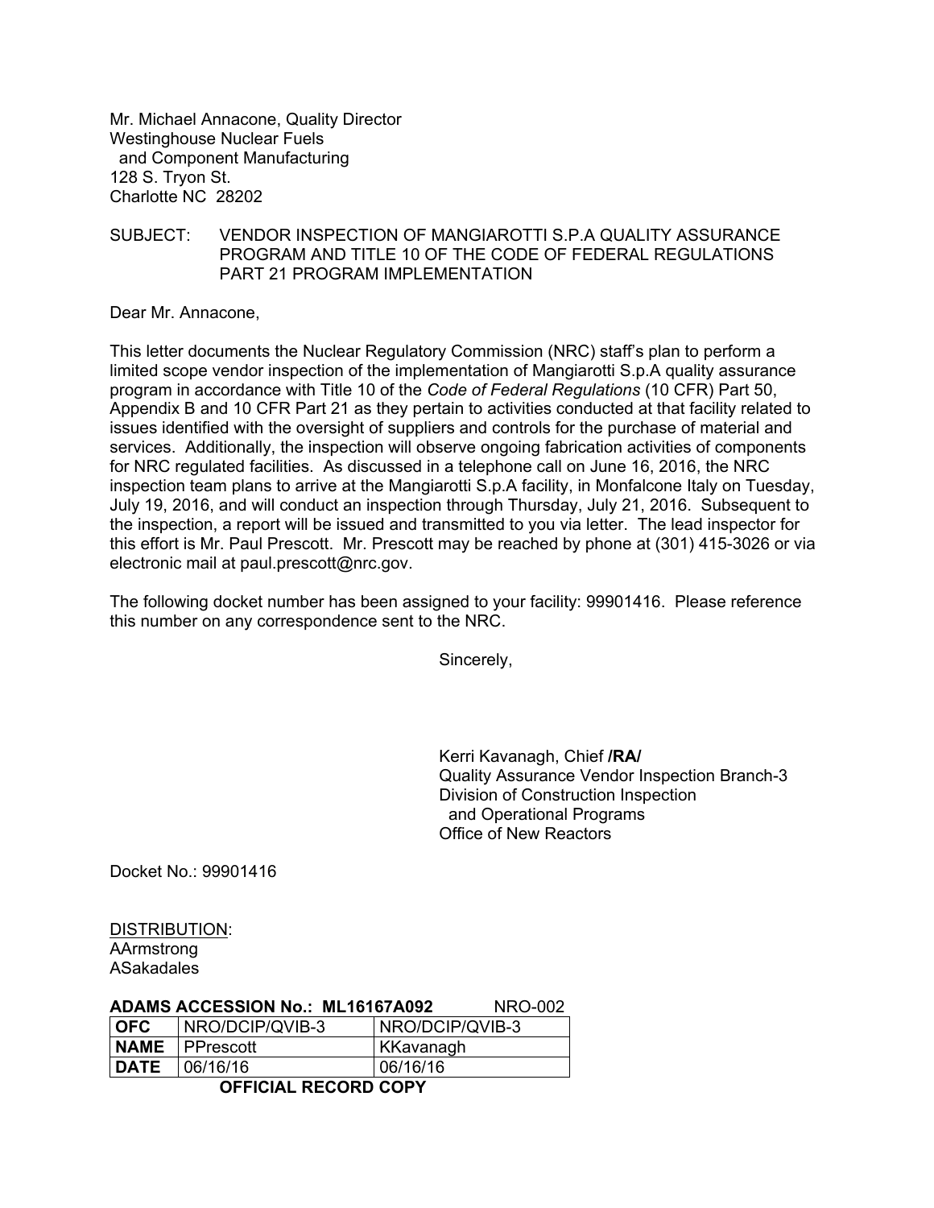Mr. Michael Annacone, Quality Director
Westinghouse Nuclear Fuels
and Component Manufacturing
128 S. Tryon St.
Charlotte NC 28202

SUBJECT: VENDOR INSPECTION OF MANGIAROTTI S.P.A QUALITY ASSURANCE PROGRAM AND TITLE 10 OF THE CODE OF FEDERAL REGULATIONS PART 21 PROGRAM IMPLEMENTATION

Dear Mr. Annacone,

This letter documents the Nuclear Regulatory Commission (NRC) staff's plan to perform a limited scope vendor inspection of the implementation of Mangiarotti S.p.A quality assurance program in accordance with Title 10 of the *Code of Federal Regulations* (10 CFR) Part 50, Appendix B and 10 CFR Part 21 as they pertain to activities conducted at that facility related to issues identified with the oversight of suppliers and controls for the purchase of material and services. Additionally, the inspection will observe ongoing fabrication activities of components for NRC regulated facilities. As discussed in a telephone call on June 16, 2016, the NRC inspection team plans to arrive at the Mangiarotti S.p.A facility, in Monfalcone Italy on Tuesday, July 19, 2016, and will conduct an inspection through Thursday, July 21, 2016. Subsequent to the inspection, a report will be issued and transmitted to you via letter. The lead inspector for this effort is Mr. Paul Prescott. Mr. Prescott may be reached by phone at (301) 415-3026 or via electronic mail at paul.prescott@nrc.gov.

The following docket number has been assigned to your facility: 99901416. Please reference this number on any correspondence sent to the NRC.

Sincerely,

Kerri Kavanagh, Chief **/RA/**
Quality Assurance Vendor Inspection Branch-3
Division of Construction Inspection
and Operational Programs
Office of New Reactors

Docket No.: 99901416

DISTRIBUTION:
AArmstrong
ASakadales

**ADAMS ACCESSION No.: ML16167A092** NRO-002

| | | |
|---|---|---|
| **OFC** | NRO/DCIP/QVIB-3 | NRO/DCIP/QVIB-3 |
| **NAME** | PPrescott | KKavanagh |
| **DATE** | 06/16/16 | 06/16/16 |

**OFFICIAL RECORD COPY**